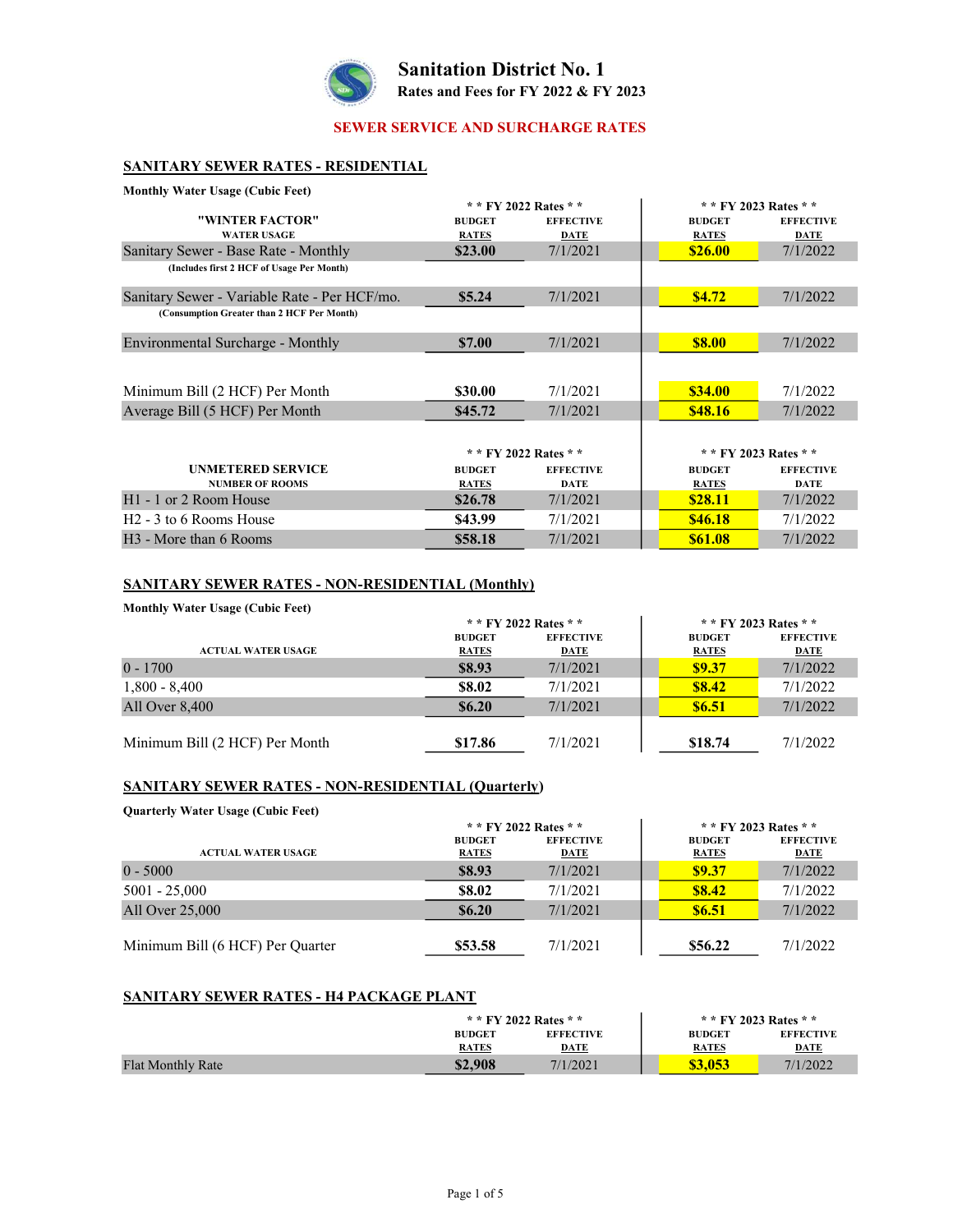# Sanitation District No. 1

**Rates and Fees for FY 2022 & FY 2023**

## SEWER SERVICE AND SURCHARGE RATES

### SANITARY SEWER RATES - RESIDENTIAL

**Monthly Water Usage (Cubic Feet)**

| "WINTER FACTOR" WATER USAGE | * * FY 2022 Rates * * BUDGET RATES | EFFECTIVE DATE | * * FY 2023 Rates * * BUDGET RATES | EFFECTIVE DATE |
|---|---|---|---|---|
| Sanitary Sewer - Base Rate - Monthly (Includes first 2 HCF of Usage Per Month) | $23.00 | 7/1/2021 | $26.00 | 7/1/2022 |
| Sanitary Sewer - Variable Rate - Per HCF/mo. (Consumption Greater than 2 HCF Per Month) | $5.24 | 7/1/2021 | $4.72 | 7/1/2022 |
| Environmental Surcharge - Monthly | $7.00 | 7/1/2021 | $8.00 | 7/1/2022 |
| Minimum Bill (2 HCF) Per Month | $30.00 | 7/1/2021 | $34.00 | 7/1/2022 |
| Average Bill (5 HCF) Per Month | $45.72 | 7/1/2021 | $48.16 | 7/1/2022 |

| UNMETERED SERVICE NUMBER OF ROOMS | * * FY 2022 Rates * * BUDGET RATES | EFFECTIVE DATE | * * FY 2023 Rates * * BUDGET RATES | EFFECTIVE DATE |
|---|---|---|---|---|
| H1 - 1 or 2 Room House | $26.78 | 7/1/2021 | $28.11 | 7/1/2022 |
| H2 - 3 to 6 Rooms House | $43.99 | 7/1/2021 | $46.18 | 7/1/2022 |
| H3 - More than 6 Rooms | $58.18 | 7/1/2021 | $61.08 | 7/1/2022 |

### SANITARY SEWER RATES - NON-RESIDENTIAL (Monthly)

**Monthly Water Usage (Cubic Feet)**

| ACTUAL WATER USAGE | * * FY 2022 Rates * * BUDGET RATES | EFFECTIVE DATE | * * FY 2023 Rates * * BUDGET RATES | EFFECTIVE DATE |
|---|---|---|---|---|
| 0 - 1700 | $8.93 | 7/1/2021 | $9.37 | 7/1/2022 |
| 1,800 - 8,400 | $8.02 | 7/1/2021 | $8.42 | 7/1/2022 |
| All Over 8,400 | $6.20 | 7/1/2021 | $6.51 | 7/1/2022 |
| Minimum Bill (2 HCF) Per Month | $17.86 | 7/1/2021 | $18.74 | 7/1/2022 |

### SANITARY SEWER RATES - NON-RESIDENTIAL (Quarterly)

**Quarterly Water Usage (Cubic Feet)**

| ACTUAL WATER USAGE | * * FY 2022 Rates * * BUDGET RATES | EFFECTIVE DATE | * * FY 2023 Rates * * BUDGET RATES | EFFECTIVE DATE |
|---|---|---|---|---|
| 0 - 5000 | $8.93 | 7/1/2021 | $9.37 | 7/1/2022 |
| 5001 - 25,000 | $8.02 | 7/1/2021 | $8.42 | 7/1/2022 |
| All Over 25,000 | $6.20 | 7/1/2021 | $6.51 | 7/1/2022 |
| Minimum Bill (6 HCF) Per Quarter | $53.58 | 7/1/2021 | $56.22 | 7/1/2022 |

### SANITARY SEWER RATES - H4 PACKAGE PLANT

| | * * FY 2022 Rates * * BUDGET RATES | EFFECTIVE DATE | * * FY 2023 Rates * * BUDGET RATES | EFFECTIVE DATE |
|---|---|---|---|---|
| Flat Monthly Rate | $2,908 | 7/1/2021 | $3,053 | 7/1/2022 |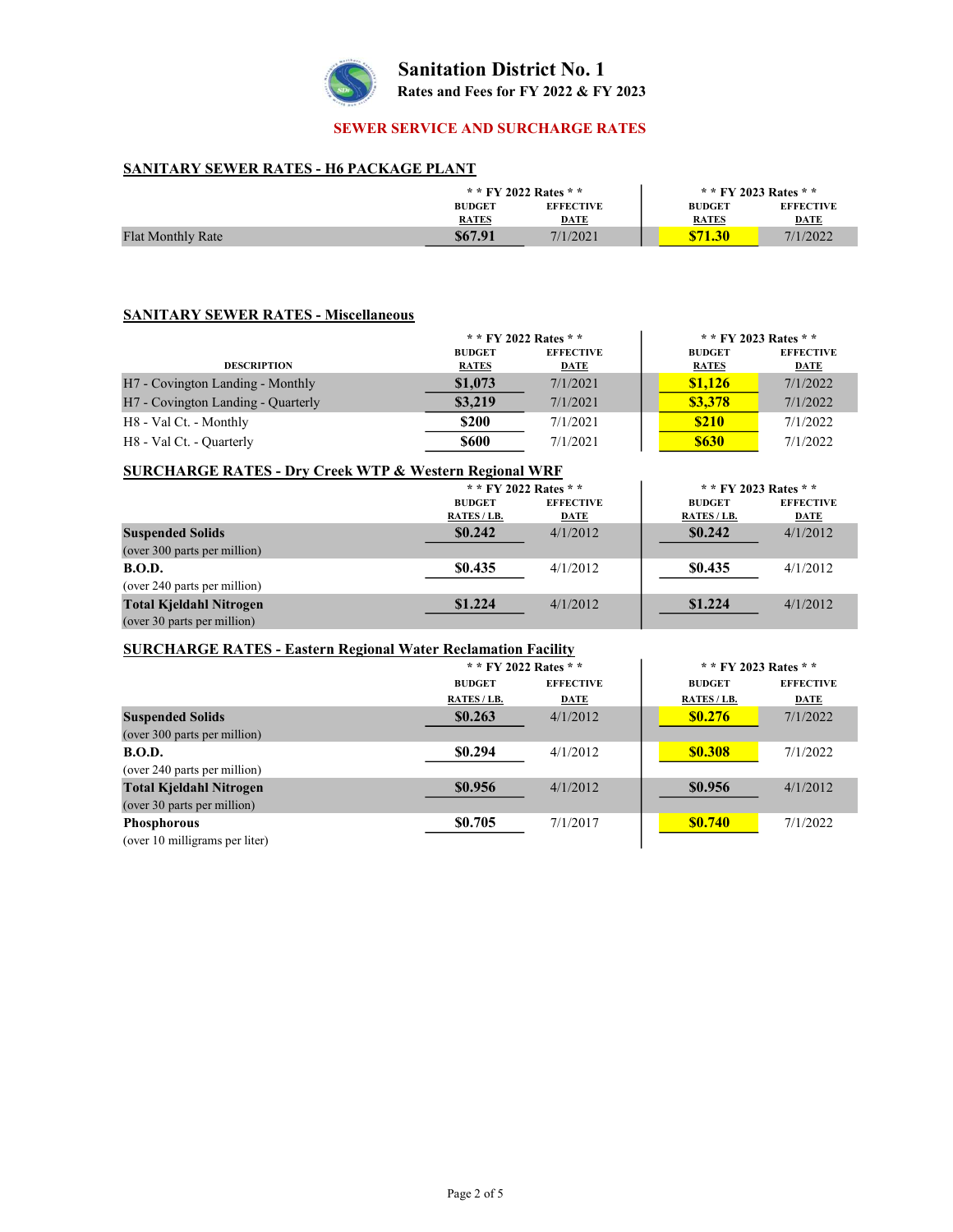# Sanitation District No. 1

**Rates and Fees for FY 2022 & FY 2023**

## SEWER SERVICE AND SURCHARGE RATES

### SANITARY SEWER RATES - H6 PACKAGE PLANT

| | \* \* FY 2022 Rates \* \* | | \* \* FY 2023 Rates \* \* | |
|---|---|---|---|---|
| | BUDGET RATES | EFFECTIVE DATE | BUDGET RATES | EFFECTIVE DATE |
| Flat Monthly Rate | **$67.91** | 7/1/2021 | **$71.30** | 7/1/2022 |

### SANITARY SEWER RATES - Miscellaneous

| | \* \* FY 2022 Rates \* \* | | \* \* FY 2023 Rates \* \* | |
|---|---|---|---|---|
| DESCRIPTION | BUDGET RATES | EFFECTIVE DATE | BUDGET RATES | EFFECTIVE DATE |
| H7 - Covington Landing - Monthly | **$1,073** | 7/1/2021 | **$1,126** | 7/1/2022 |
| H7 - Covington Landing - Quarterly | **$3,219** | 7/1/2021 | **$3,378** | 7/1/2022 |
| H8 - Val Ct. - Monthly | **$200** | 7/1/2021 | **$210** | 7/1/2022 |
| H8 - Val Ct. - Quarterly | **$600** | 7/1/2021 | **$630** | 7/1/2022 |

### SURCHARGE RATES - Dry Creek WTP & Western Regional WRF

| | \* \* FY 2022 Rates \* \* | | \* \* FY 2023 Rates \* \* | |
|---|---|---|---|---|
| | BUDGET RATES / LB. | EFFECTIVE DATE | BUDGET RATES / LB. | EFFECTIVE DATE |
| **Suspended Solids** (over 300 parts per million) | **$0.242** | 4/1/2012 | **$0.242** | 4/1/2012 |
| **B.O.D.** (over 240 parts per million) | **$0.435** | 4/1/2012 | **$0.435** | 4/1/2012 |
| **Total Kjeldahl Nitrogen** (over 30 parts per million) | **$1.224** | 4/1/2012 | **$1.224** | 4/1/2012 |

### SURCHARGE RATES - Eastern Regional Water Reclamation Facility

| | \* \* FY 2022 Rates \* \* | | \* \* FY 2023 Rates \* \* | |
|---|---|---|---|---|
| | BUDGET RATES / LB. | EFFECTIVE DATE | BUDGET RATES / LB. | EFFECTIVE DATE |
| **Suspended Solids** (over 300 parts per million) | **$0.263** | 4/1/2012 | **$0.276** | 7/1/2022 |
| **B.O.D.** (over 240 parts per million) | **$0.294** | 4/1/2012 | **$0.308** | 7/1/2022 |
| **Total Kjeldahl Nitrogen** (over 30 parts per million) | **$0.956** | 4/1/2012 | **$0.956** | 4/1/2012 |
| **Phosphorous** (over 10 milligrams per liter) | **$0.705** | 7/1/2017 | **$0.740** | 7/1/2022 |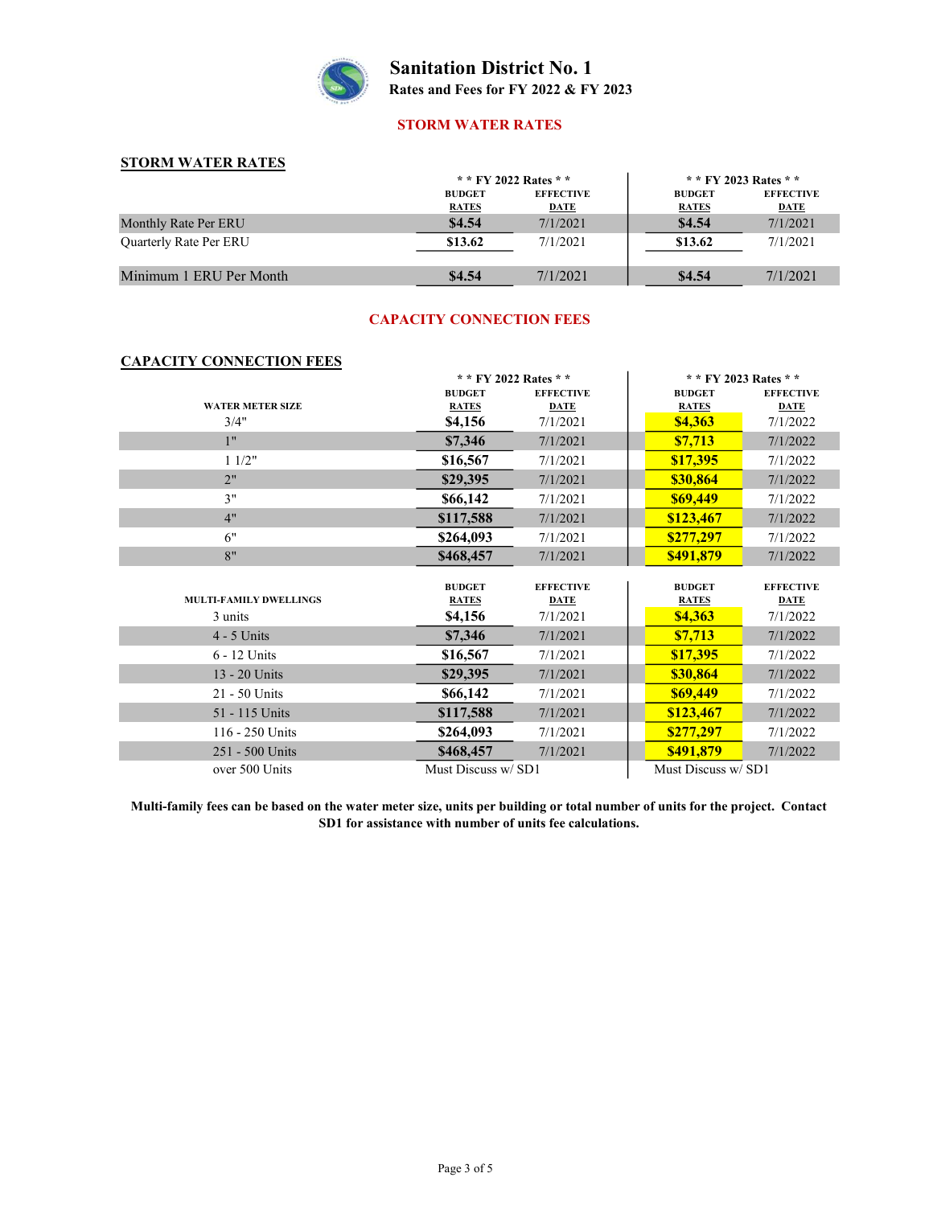# Sanitation District No. 1

**Rates and Fees for FY 2022 & FY 2023**

## STORM WATER RATES

### STORM WATER RATES

| | ** FY 2022 Rates ** | | ** FY 2023 Rates ** | |
|---|---|---|---|---|
| | BUDGET RATES | EFFECTIVE DATE | BUDGET RATES | EFFECTIVE DATE |
| Monthly Rate Per ERU | $4.54 | 7/1/2021 | $4.54 | 7/1/2021 |
| Quarterly Rate Per ERU | $13.62 | 7/1/2021 | $13.62 | 7/1/2021 |
| Minimum 1 ERU Per Month | $4.54 | 7/1/2021 | $4.54 | 7/1/2021 |

## CAPACITY CONNECTION FEES

### CAPACITY CONNECTION FEES

| | ** FY 2022 Rates ** | | ** FY 2023 Rates ** | |
|---|---|---|---|---|
| WATER METER SIZE | BUDGET RATES | EFFECTIVE DATE | BUDGET RATES | EFFECTIVE DATE |
| 3/4" | $4,156 | 7/1/2021 | $4,363 | 7/1/2022 |
| 1" | $7,346 | 7/1/2021 | $7,713 | 7/1/2022 |
| 1 1/2" | $16,567 | 7/1/2021 | $17,395 | 7/1/2022 |
| 2" | $29,395 | 7/1/2021 | $30,864 | 7/1/2022 |
| 3" | $66,142 | 7/1/2021 | $69,449 | 7/1/2022 |
| 4" | $117,588 | 7/1/2021 | $123,467 | 7/1/2022 |
| 6" | $264,093 | 7/1/2021 | $277,297 | 7/1/2022 |
| 8" | $468,457 | 7/1/2021 | $491,879 | 7/1/2022 |

| MULTI-FAMILY DWELLINGS | BUDGET RATES | EFFECTIVE DATE | BUDGET RATES | EFFECTIVE DATE |
|---|---|---|---|---|
| 3 units | $4,156 | 7/1/2021 | $4,363 | 7/1/2022 |
| 4 - 5 Units | $7,346 | 7/1/2021 | $7,713 | 7/1/2022 |
| 6 - 12 Units | $16,567 | 7/1/2021 | $17,395 | 7/1/2022 |
| 13 - 20 Units | $29,395 | 7/1/2021 | $30,864 | 7/1/2022 |
| 21 - 50 Units | $66,142 | 7/1/2021 | $69,449 | 7/1/2022 |
| 51 - 115 Units | $117,588 | 7/1/2021 | $123,467 | 7/1/2022 |
| 116 - 250 Units | $264,093 | 7/1/2021 | $277,297 | 7/1/2022 |
| 251 - 500 Units | $468,457 | 7/1/2021 | $491,879 | 7/1/2022 |
| over 500 Units | Must Discuss w/ SD1 | | Must Discuss w/ SD1 | |

**Multi-family fees can be based on the water meter size, units per building or total number of units for the project. Contact SD1 for assistance with number of units fee calculations.**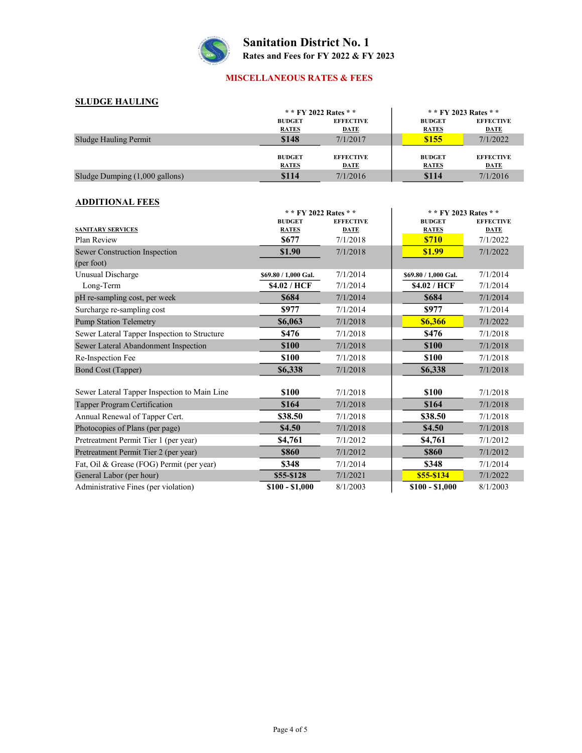# Sanitation District No. 1

**Rates and Fees for FY 2022 & FY 2023**

## MISCELLANEOUS RATES & FEES

### SLUDGE HAULING

| | ** FY 2022 Rates ** | | ** FY 2023 Rates ** | |
|---|---|---|---|---|
| | BUDGET RATES | EFFECTIVE DATE | BUDGET RATES | EFFECTIVE DATE |
| Sludge Hauling Permit | $148 | 7/1/2017 | $155 | 7/1/2022 |
| | BUDGET RATES | EFFECTIVE DATE | BUDGET RATES | EFFECTIVE DATE |
| Sludge Dumping (1,000 gallons) | $114 | 7/1/2016 | $114 | 7/1/2016 |

### ADDITIONAL FEES

| | ** FY 2022 Rates ** | | ** FY 2023 Rates ** | |
|---|---|---|---|---|
| SANITARY SERVICES | BUDGET RATES | EFFECTIVE DATE | BUDGET RATES | EFFECTIVE DATE |
| Plan Review | $677 | 7/1/2018 | $710 | 7/1/2022 |
| Sewer Construction Inspection (per foot) | $1.90 | 7/1/2018 | $1.99 | 7/1/2022 |
| Unusual Discharge | $69.80 / 1,000 Gal. | 7/1/2014 | $69.80 / 1,000 Gal. | 7/1/2014 |
| Long-Term | $4.02 / HCF | 7/1/2014 | $4.02 / HCF | 7/1/2014 |
| pH re-sampling cost, per week | $684 | 7/1/2014 | $684 | 7/1/2014 |
| Surcharge re-sampling cost | $977 | 7/1/2014 | $977 | 7/1/2014 |
| Pump Station Telemetry | $6,063 | 7/1/2018 | $6,366 | 7/1/2022 |
| Sewer Lateral Tapper Inspection to Structure | $476 | 7/1/2018 | $476 | 7/1/2018 |
| Sewer Lateral Abandonment Inspection | $100 | 7/1/2018 | $100 | 7/1/2018 |
| Re-Inspection Fee | $100 | 7/1/2018 | $100 | 7/1/2018 |
| Bond Cost (Tapper) | $6,338 | 7/1/2018 | $6,338 | 7/1/2018 |
| Sewer Lateral Tapper Inspection to Main Line | $100 | 7/1/2018 | $100 | 7/1/2018 |
| Tapper Program Certification | $164 | 7/1/2018 | $164 | 7/1/2018 |
| Annual Renewal of Tapper Cert. | $38.50 | 7/1/2018 | $38.50 | 7/1/2018 |
| Photocopies of Plans (per page) | $4.50 | 7/1/2018 | $4.50 | 7/1/2018 |
| Pretreatment Permit Tier 1 (per year) | $4,761 | 7/1/2012 | $4,761 | 7/1/2012 |
| Pretreatment Permit Tier 2 (per year) | $860 | 7/1/2012 | $860 | 7/1/2012 |
| Fat, Oil & Grease (FOG) Permit (per year) | $348 | 7/1/2014 | $348 | 7/1/2014 |
| General Labor (per hour) | $55-$128 | 7/1/2021 | $55-$134 | 7/1/2022 |
| Administrative Fines (per violation) | $100 - $1,000 | 8/1/2003 | $100 - $1,000 | 8/1/2003 |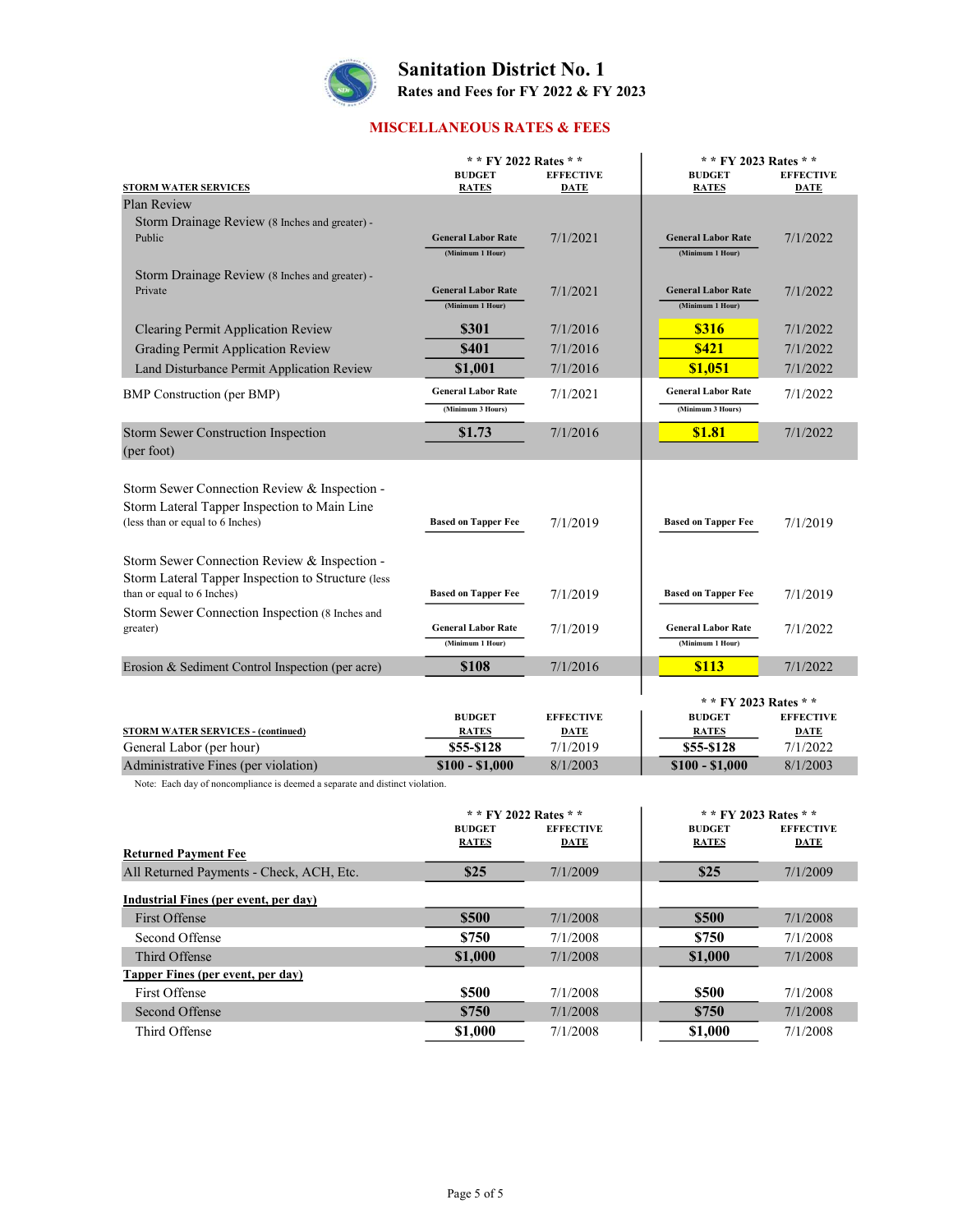# Sanitation District No. 1

## Rates and Fees for FY 2022 & FY 2023

### MISCELLANEOUS RATES & FEES

| STORM WATER SERVICES | * * FY 2022 Rates * * BUDGET RATES | EFFECTIVE DATE | * * FY 2023 Rates * * BUDGET RATES | EFFECTIVE DATE |
|---|---|---|---|---|
| Plan Review | | | | |
| Storm Drainage Review (8 Inches and greater) - Public | General Labor Rate (Minimum 1 Hour) | 7/1/2021 | General Labor Rate (Minimum 1 Hour) | 7/1/2022 |
| Storm Drainage Review (8 Inches and greater) - Private | General Labor Rate (Minimum 1 Hour) | 7/1/2021 | General Labor Rate (Minimum 1 Hour) | 7/1/2022 |
| Clearing Permit Application Review | $301 | 7/1/2016 | $316 | 7/1/2022 |
| Grading Permit Application Review | $401 | 7/1/2016 | $421 | 7/1/2022 |
| Land Disturbance Permit Application Review | $1,001 | 7/1/2016 | $1,051 | 7/1/2022 |
| BMP Construction (per BMP) | General Labor Rate (Minimum 3 Hours) | 7/1/2021 | General Labor Rate (Minimum 3 Hours) | 7/1/2022 |
| Storm Sewer Construction Inspection (per foot) | $1.73 | 7/1/2016 | $1.81 | 7/1/2022 |
| Storm Sewer Connection Review & Inspection - Storm Lateral Tapper Inspection to Main Line (less than or equal to 6 Inches) | Based on Tapper Fee | 7/1/2019 | Based on Tapper Fee | 7/1/2019 |
| Storm Sewer Connection Review & Inspection - Storm Lateral Tapper Inspection to Structure (less than or equal to 6 Inches) | Based on Tapper Fee | 7/1/2019 | Based on Tapper Fee | 7/1/2019 |
| Storm Sewer Connection Inspection (8 Inches and greater) | General Labor Rate (Minimum 1 Hour) | 7/1/2019 | General Labor Rate (Minimum 1 Hour) | 7/1/2022 |
| Erosion & Sediment Control Inspection (per acre) | $108 | 7/1/2016 | $113 | 7/1/2022 |

| STORM WATER SERVICES - (continued) | BUDGET RATES | EFFECTIVE DATE | * * FY 2023 Rates * * BUDGET RATES | EFFECTIVE DATE |
|---|---|---|---|---|
| General Labor (per hour) | $55-$128 | 7/1/2019 | $55-$128 | 7/1/2022 |
| Administrative Fines (per violation) | $100 - $1,000 | 8/1/2003 | $100 - $1,000 | 8/1/2003 |

Note: Each day of noncompliance is deemed a separate and distinct violation.

| | * * FY 2022 Rates * * BUDGET RATES | EFFECTIVE DATE | * * FY 2023 Rates * * BUDGET RATES | EFFECTIVE DATE |
|---|---|---|---|---|
| **Returned Payment Fee** | | | | |
| All Returned Payments - Check, ACH, Etc. | $25 | 7/1/2009 | $25 | 7/1/2009 |
| **Industrial Fines (per event, per day)** | | | | |
| First Offense | $500 | 7/1/2008 | $500 | 7/1/2008 |
| Second Offense | $750 | 7/1/2008 | $750 | 7/1/2008 |
| Third Offense | $1,000 | 7/1/2008 | $1,000 | 7/1/2008 |
| **Tapper Fines (per event, per day)** | | | | |
| First Offense | $500 | 7/1/2008 | $500 | 7/1/2008 |
| Second Offense | $750 | 7/1/2008 | $750 | 7/1/2008 |
| Third Offense | $1,000 | 7/1/2008 | $1,000 | 7/1/2008 |